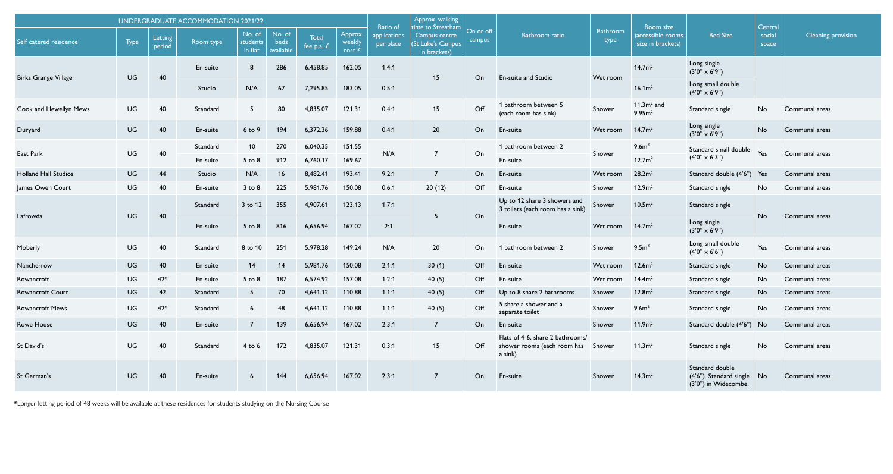| UNDERGRADUATE ACCOMMODATION 2021/22 | | | | | | | | | | | | | | | | |
|---|---|---|---|---|---|---|---|---|---|---|---|---|---|---|---|---|
| Self catered residence | Type | Letting period | Room type | No. of students in flat | No. of beds available | Total fee p.a. £ | Approx. weekly cost £ | Ratio of applications per place | Approx. walking time to Streatham Campus centre (St Luke's Campus in brackets) | On or off campus | Bathroom ratio | Bathroom type | Room size (accessible rooms size in brackets) | Bed Size | Central social space | Cleaning provision |
| Birks Grange Village | UG | 40 | En-suite | 8 | 286 | 6,458.85 | 162.05 | 1.4:1 | 15 | On | En-suite and Studio | Wet room | 14.7m² | Long single (3'0" x 6'9") | | |
| | | | Studio | N/A | 67 | 7,295.85 | 183.05 | 0.5:1 | | | | | 16.1m² | Long small double (4'0" x 6'9") | | |
| Cook and Llewellyn Mews | UG | 40 | Standard | 5 | 80 | 4,835.07 | 121.31 | 0.4:1 | 15 | Off | 1 bathroom between 5 (each room has sink) | Shower | 11.3m² and 9.95m² | Standard single | No | Communal areas |
| Duryard | UG | 40 | En-suite | 6 to 9 | 194 | 6,372.36 | 159.88 | 0.4:1 | 20 | On | En-suite | Wet room | 14.7m² | Long single (3'0" x 6'9") | No | Communal areas |
| East Park | UG | 40 | Standard | 10 | 270 | 6,040.35 | 151.55 | N/A | 7 | On | 1 bathroom between 2 | Shower | 9.6m² | Standard small double (4'0" x 6'3") | Yes | Communal areas |
| | | | En-suite | 5 to 8 | 912 | 6,760.17 | 169.67 | | | | En-suite | | 12.7m² | | | |
| Holland Hall Studios | UG | 44 | Studio | N/A | 16 | 8,482.41 | 193.41 | 9.2:1 | 7 | On | En-suite | Wet room | 28.2m² | Standard double (4'6") | Yes | Communal areas |
| James Owen Court | UG | 40 | En-suite | 3 to 8 | 225 | 5,981.76 | 150.08 | 0.6:1 | 20 (12) | Off | En-suite | Shower | 12.9m² | Standard single | No | Communal areas |
| Lafrowda | UG | 40 | Standard | 3 to 12 | 355 | 4,907.61 | 123.13 | 1.7:1 | 5 | On | Up to 12 share 3 showers and 3 toilets (each room has a sink) | Shower | 10.5m² | Standard single | No | Communal areas |
| | | | En-suite | 5 to 8 | 816 | 6,656.94 | 167.02 | 2:1 | | | En-suite | Wet room | 14.7m² | Long single (3'0" x 6'9") | | |
| Moberly | UG | 40 | Standard | 8 to 10 | 251 | 5,978.28 | 149.24 | N/A | 20 | On | 1 bathroom between 2 | Shower | 9.5m² | Long small double (4'0" x 6'6") | Yes | Communal areas |
| Nancherrow | UG | 40 | En-suite | 14 | 14 | 5,981.76 | 150.08 | 2.1:1 | 30 (1) | Off | En-suite | Wet room | 12.6m² | Standard single | No | Communal areas |
| Rowancroft | UG | 42* | En-suite | 5 to 8 | 187 | 6,574.92 | 157.08 | 1.2:1 | 40 (5) | Off | En-suite | Wet room | 14.4m² | Standard single | No | Communal areas |
| Rowancroft Court | UG | 42 | Standard | 5 | 70 | 4,641.12 | 110.88 | 1.1:1 | 40 (5) | Off | Up to 8 share 2 bathrooms | Shower | 12.8m² | Standard single | No | Communal areas |
| Rowancroft Mews | UG | 42* | Standard | 6 | 48 | 4,641.12 | 110.88 | 1.1:1 | 40 (5) | Off | 5 share a shower and a separate toilet | Shower | 9.6m² | Standard single | No | Communal areas |
| Rowe House | UG | 40 | En-suite | 7 | 139 | 6,656.94 | 167.02 | 2.3:1 | 7 | On | En-suite | Shower | 11.9m² | Standard double (4'6") | No | Communal areas |
| St David's | UG | 40 | Standard | 4 to 6 | 172 | 4,835.07 | 121.31 | 0.3:1 | 15 | Off | Flats of 4-6, share 2 bathrooms/ shower rooms (each room has a sink) | Shower | 11.3m² | Standard single | No | Communal areas |
| St German's | UG | 40 | En-suite | 6 | 144 | 6,656.94 | 167.02 | 2.3:1 | 7 | On | En-suite | Shower | 14.3m² | Standard double (4'6"). Standard single (3'0") in Widecombe. | No | Communal areas |

*Longer letting period of 48 weeks will be available at these residences for students studying on the Nursing Course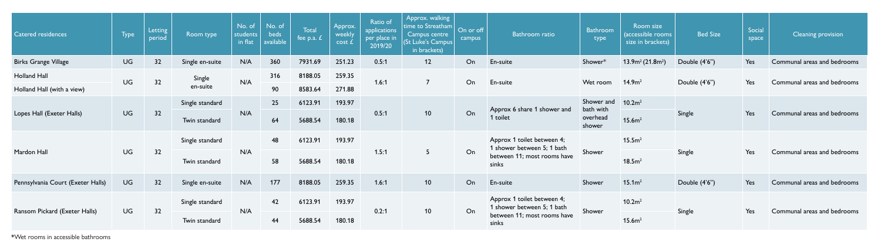| Catered residences | Type | Letting period | Room type | No. of students in flat | No. of beds available | Total fee p.a. £ | Approx. weekly cost £ | Ratio of applications per place in 2019/20 | Approx. walking time to Streatham Campus centre (St Luke's Campus in brackets) | On or off campus | Bathroom ratio | Bathroom type | Room size (accessible rooms size in brackets) | Bed Size | Social space | Cleaning provision |
|---|---|---|---|---|---|---|---|---|---|---|---|---|---|---|---|---|
| Birks Grange Village | UG | 32 | Single en-suite | N/A | 360 | 7931.69 | 251.23 | 0.5:1 | 12 | On | En-suite | Shower* | 13.9m² (21.8m²) | Double (4'6") | Yes | Communal areas and bedrooms |
| Holland Hall | UG | 32 | Single en-suite | N/A | 316 | 8188.05 | 259.35 | 1.6:1 | 7 | On | En-suite | Wet room | 14.9m² | Double (4'6") | Yes | Communal areas and bedrooms |
| Holland Hall (with a view) | | | | | 90 | 8583.64 | 271.88 | | | | | | | | | |
| Lopes Hall (Exeter Halls) | UG | 32 | Single standard | N/A | 25 | 6123.91 | 193.97 | 0.5:1 | 10 | On | Approx 6 share 1 shower and 1 toilet | Shower and bath with overhead shower | 10.2m² | Single | Yes | Communal areas and bedrooms |
| | | | Twin standard | | 64 | 5688.54 | 180.18 | | | | | | 15.6m² | | | |
| Mardon Hall | UG | 32 | Single standard | N/A | 48 | 6123.91 | 193.97 | 1.5:1 | 5 | On | Approx 1 toilet between 4; 1 shower between 5; 1 bath between 11; most rooms have sinks | Shower | 15.5m² | Single | Yes | Communal areas and bedrooms |
| | | | Twin standard | | 58 | 5688.54 | 180.18 | | | | | | 18.5m² | | | |
| Pennsylvania Court (Exeter Halls) | UG | 32 | Single en-suite | N/A | 177 | 8188.05 | 259.35 | 1.6:1 | 10 | On | En-suite | Shower | 15.1m² | Double (4'6") | Yes | Communal areas and bedrooms |
| Ransom Pickard (Exeter Halls) | UG | 32 | Single standard | N/A | 42 | 6123.91 | 193.97 | 0.2:1 | 10 | On | Approx 1 toilet between 4; 1 shower between 5; 1 bath between 11; most rooms have sinks | Shower | 10.2m² | Single | Yes | Communal areas and bedrooms |
| | | | Twin standard | | 44 | 5688.54 | 180.18 | | | | | | 15.6m² | | | |

*Wet rooms in accessible bathrooms